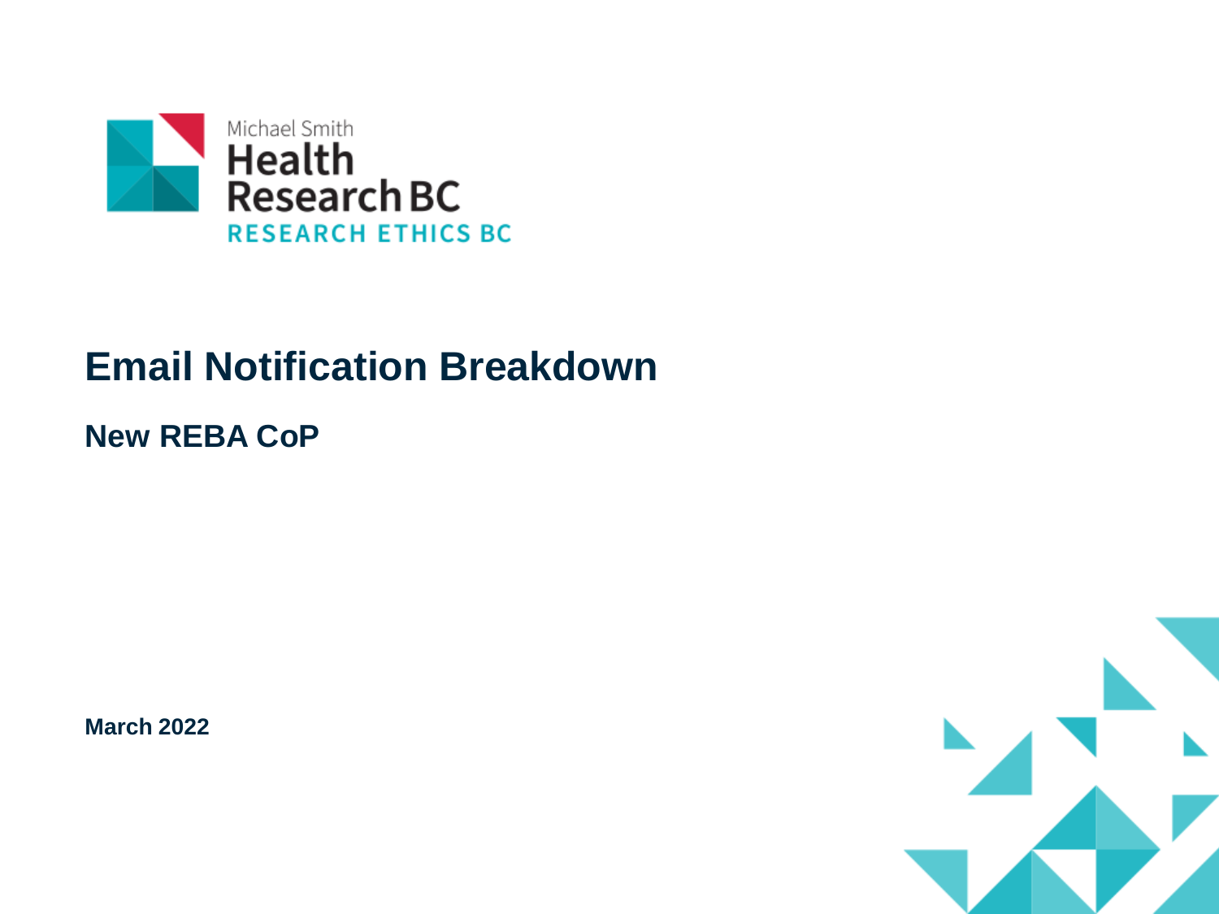Michael Smith Health Research BC

RESEARCH ETHICS BC

# Email Notification Breakdown

## New REBA CoP

**March 2022**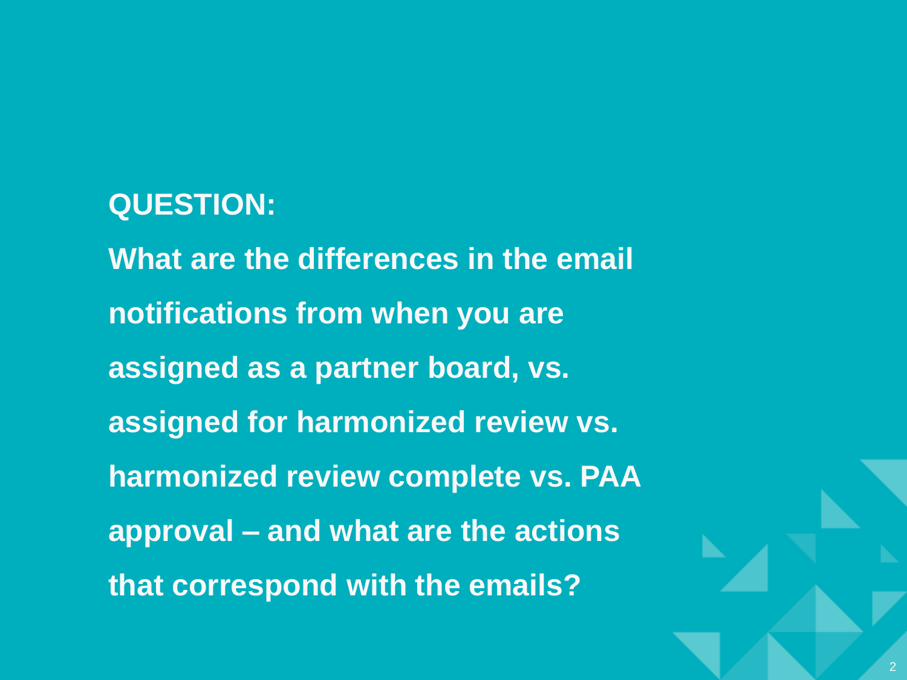**QUESTION:**

**What are the differences in the email notifications from when you are assigned as a partner board, vs. assigned for harmonized review vs. harmonized review complete vs. PAA approval – and what are the actions that correspond with the emails?**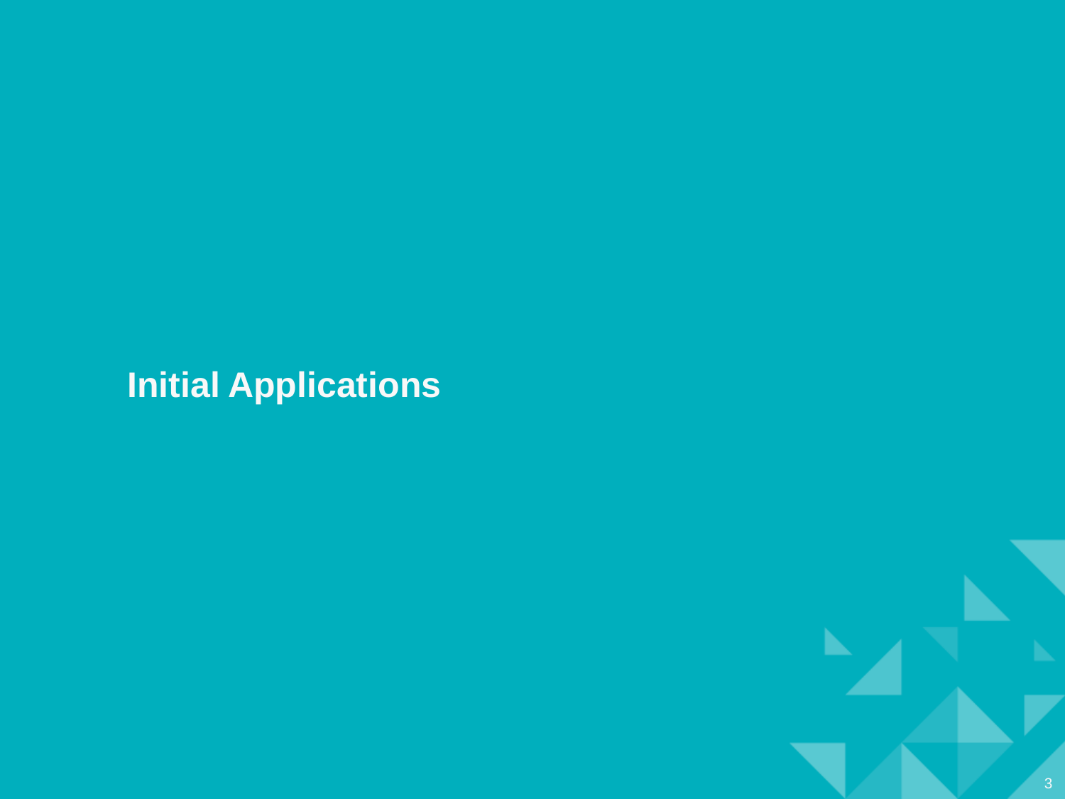# Initial Applications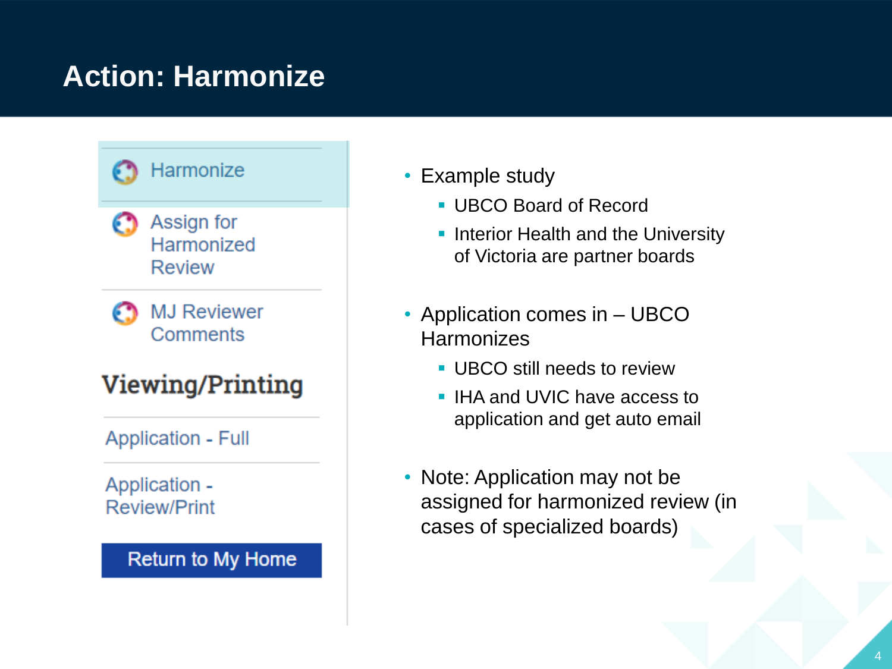# Action: Harmonize

- Harmonize
- Assign for Harmonized Review
- MJ Reviewer Comments

**Viewing/Printing**

- Application - Full
- Application - Review/Print

Return to My Home

- Example study
  - UBCO Board of Record
  - Interior Health and the University of Victoria are partner boards
- Application comes in – UBCO Harmonizes
  - UBCO still needs to review
  - IHA and UVIC have access to application and get auto email
- Note: Application may not be assigned for harmonized review (in cases of specialized boards)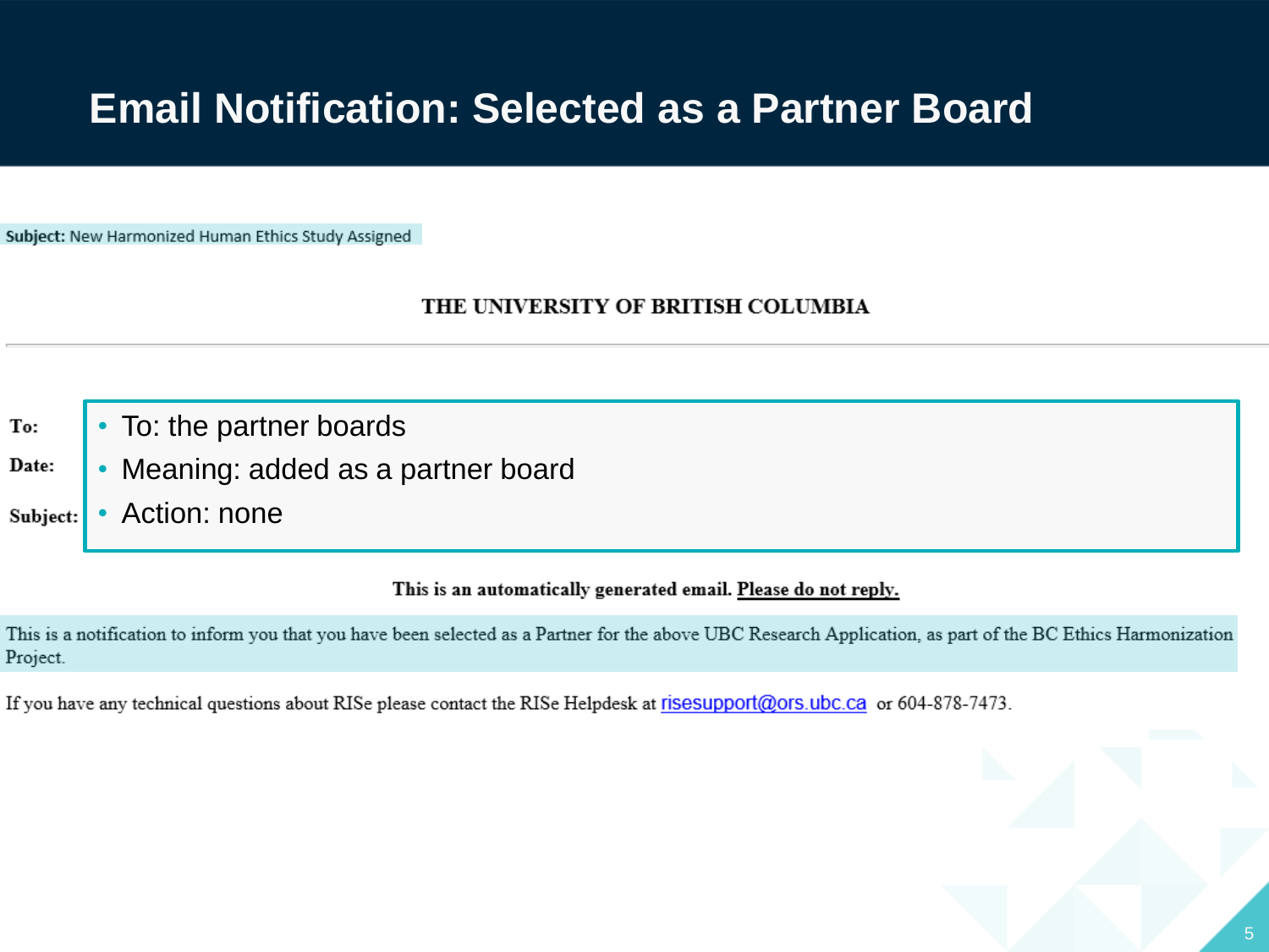# Email Notification: Selected as a Partner Board

**Subject:** New Harmonized Human Ethics Study Assigned

**THE UNIVERSITY OF BRITISH COLUMBIA**

---

**To:**

**Date:**

**Subject:**

- To: the partner boards
- Meaning: added as a partner board
- Action: none

**This is an automatically generated email. Please do not reply.**

This is a notification to inform you that you have been selected as a Partner for the above UBC Research Application, as part of the BC Ethics Harmonization Project.

If you have any technical questions about RISe please contact the RISe Helpdesk at risesupport@ors.ubc.ca or 604-878-7473.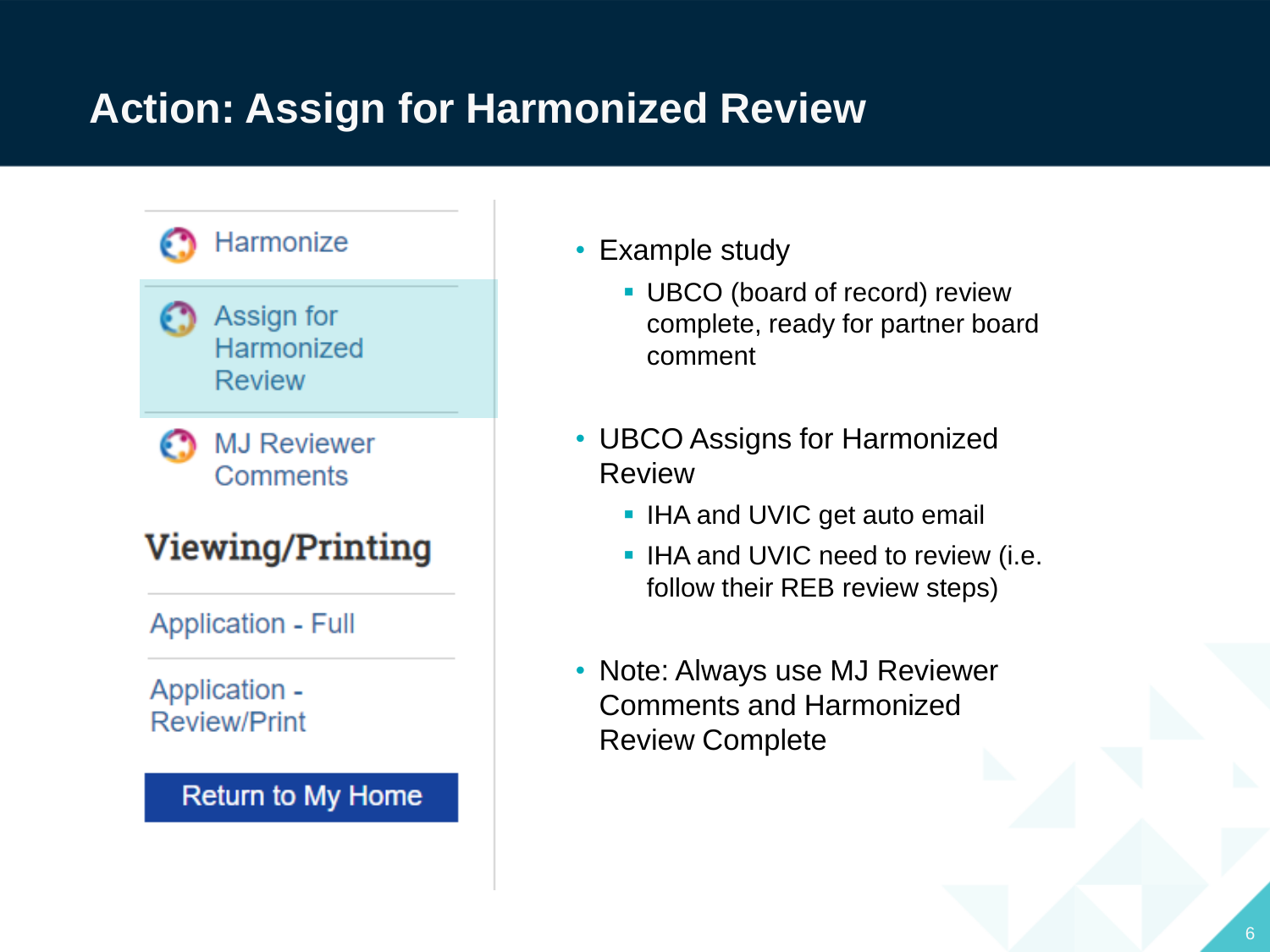# Action: Assign for Harmonized Review

- Harmonize
- Assign for Harmonized Review
- MJ Reviewer Comments

**Viewing/Printing**

- Application - Full
- Application - Review/Print

Return to My Home

- Example study
  - UBCO (board of record) review complete, ready for partner board comment
- UBCO Assigns for Harmonized Review
  - IHA and UVIC get auto email
  - IHA and UVIC need to review (i.e. follow their REB review steps)
- Note: Always use MJ Reviewer Comments and Harmonized Review Complete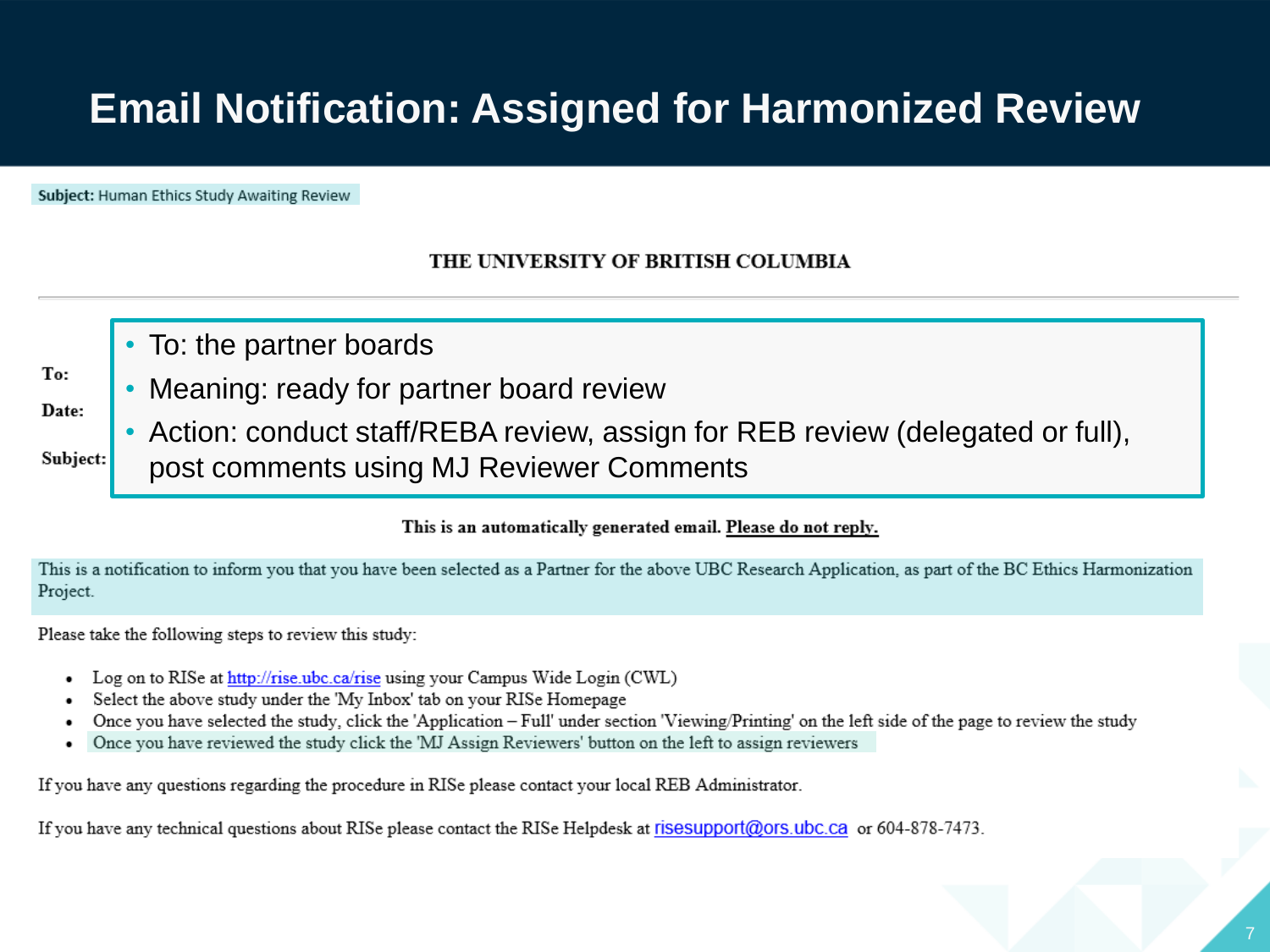# Email Notification: Assigned for Harmonized Review

**Subject:** Human Ethics Study Awaiting Review

**THE UNIVERSITY OF BRITISH COLUMBIA**

**To:**

**Date:**

**Subject:**

- To: the partner boards
- Meaning: ready for partner board review
- Action: conduct staff/REBA review, assign for REB review (delegated or full), post comments using MJ Reviewer Comments

**This is an automatically generated email. Please do not reply.**

This is a notification to inform you that you have been selected as a Partner for the above UBC Research Application, as part of the BC Ethics Harmonization Project.

Please take the following steps to review this study:

- Log on to RISe at http://rise.ubc.ca/rise using your Campus Wide Login (CWL)
- Select the above study under the 'My Inbox' tab on your RISe Homepage
- Once you have selected the study, click the 'Application – Full' under section 'Viewing/Printing' on the left side of the page to review the study
- Once you have reviewed the study click the 'MJ Assign Reviewers' button on the left to assign reviewers

If you have any questions regarding the procedure in RISe please contact your local REB Administrator.

If you have any technical questions about RISe please contact the RISe Helpdesk at risesupport@ors.ubc.ca or 604-878-7473.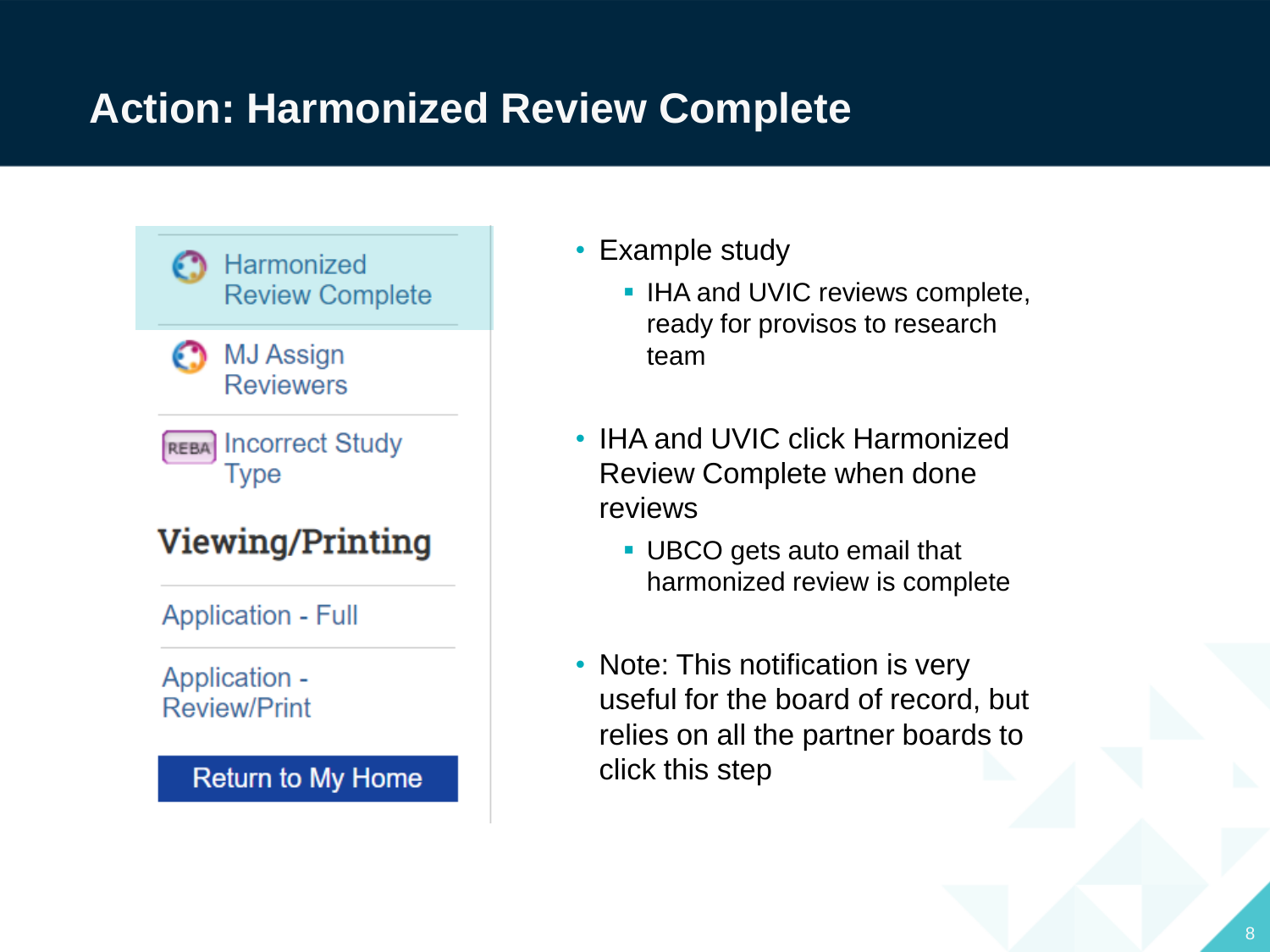# Action: Harmonized Review Complete

- Harmonized Review Complete
- MJ Assign Reviewers
- REBA Incorrect Study Type

**Viewing/Printing**

- Application - Full
- Application - Review/Print

Return to My Home

- Example study
  - IHA and UVIC reviews complete, ready for provisos to research team
- IHA and UVIC click Harmonized Review Complete when done reviews
  - UBCO gets auto email that harmonized review is complete
- Note: This notification is very useful for the board of record, but relies on all the partner boards to click this step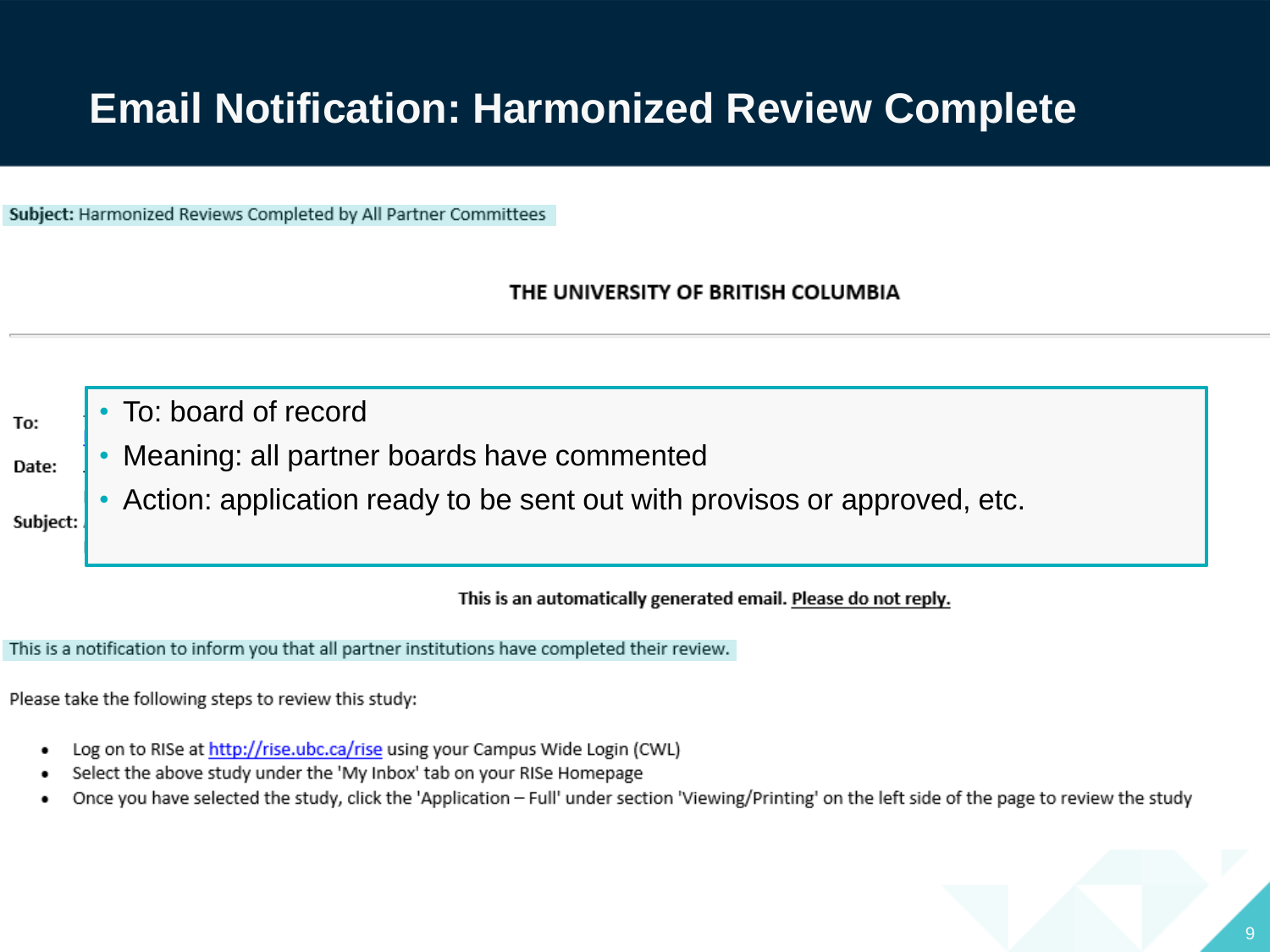# Email Notification: Harmonized Review Complete

**Subject:** Harmonized Reviews Completed by All Partner Committees

THE UNIVERSITY OF BRITISH COLUMBIA

---

**To:**

**Date:**

**Subject:**

- To: board of record
- Meaning: all partner boards have commented
- Action: application ready to be sent out with provisos or approved, etc.

**This is an automatically generated email. Please do not reply.**

This is a notification to inform you that all partner institutions have completed their review.

Please take the following steps to review this study:

- Log on to RISe at http://rise.ubc.ca/rise using your Campus Wide Login (CWL)
- Select the above study under the 'My Inbox' tab on your RISe Homepage
- Once you have selected the study, click the 'Application – Full' under section 'Viewing/Printing' on the left side of the page to review the study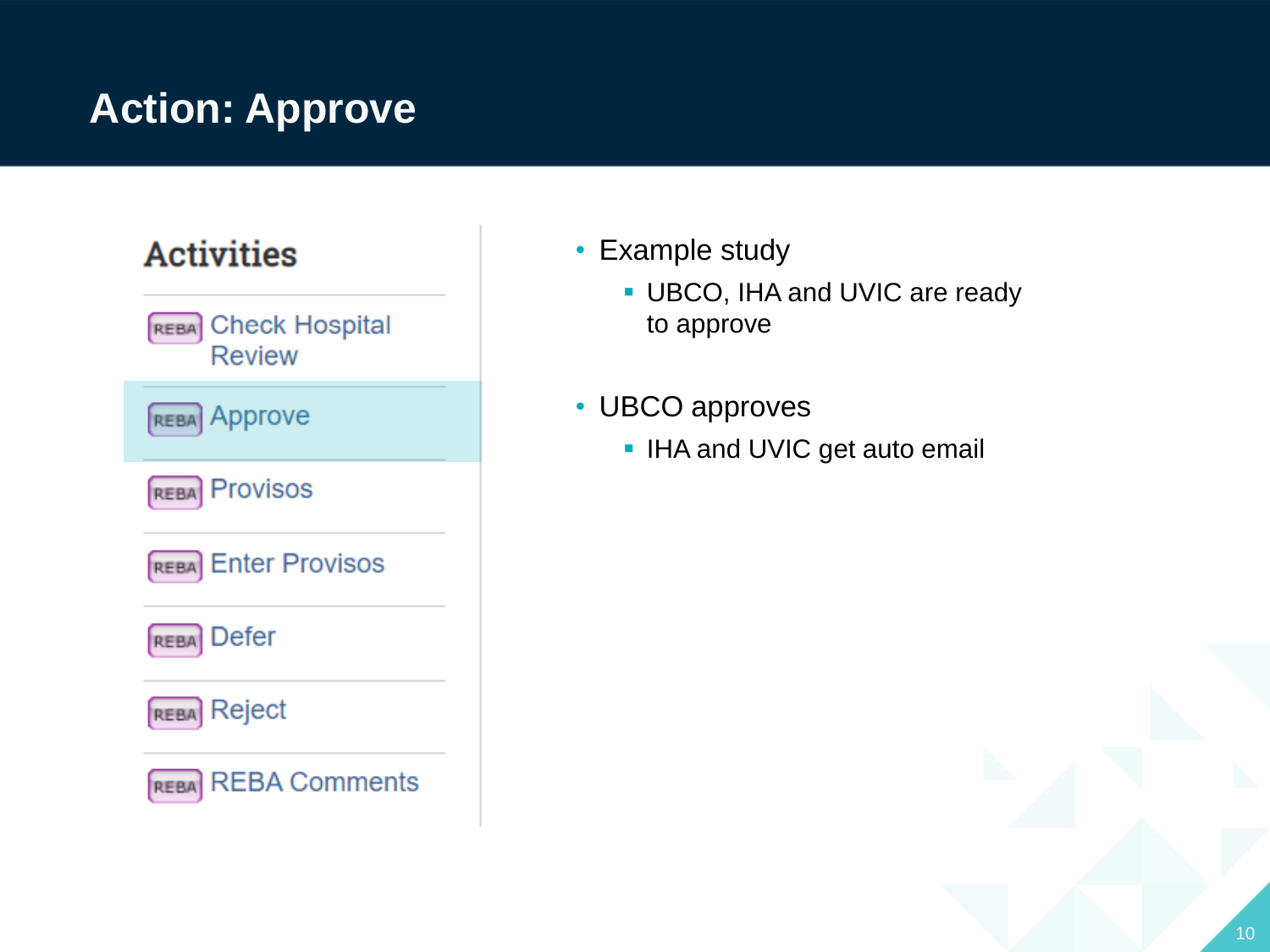# Action: Approve

## Activities

- REBA Check Hospital Review
- REBA Approve
- REBA Provisos
- REBA Enter Provisos
- REBA Defer
- REBA Reject
- REBA REBA Comments

- Example study
  - UBCO, IHA and UVIC are ready to approve
- UBCO approves
  - IHA and UVIC get auto email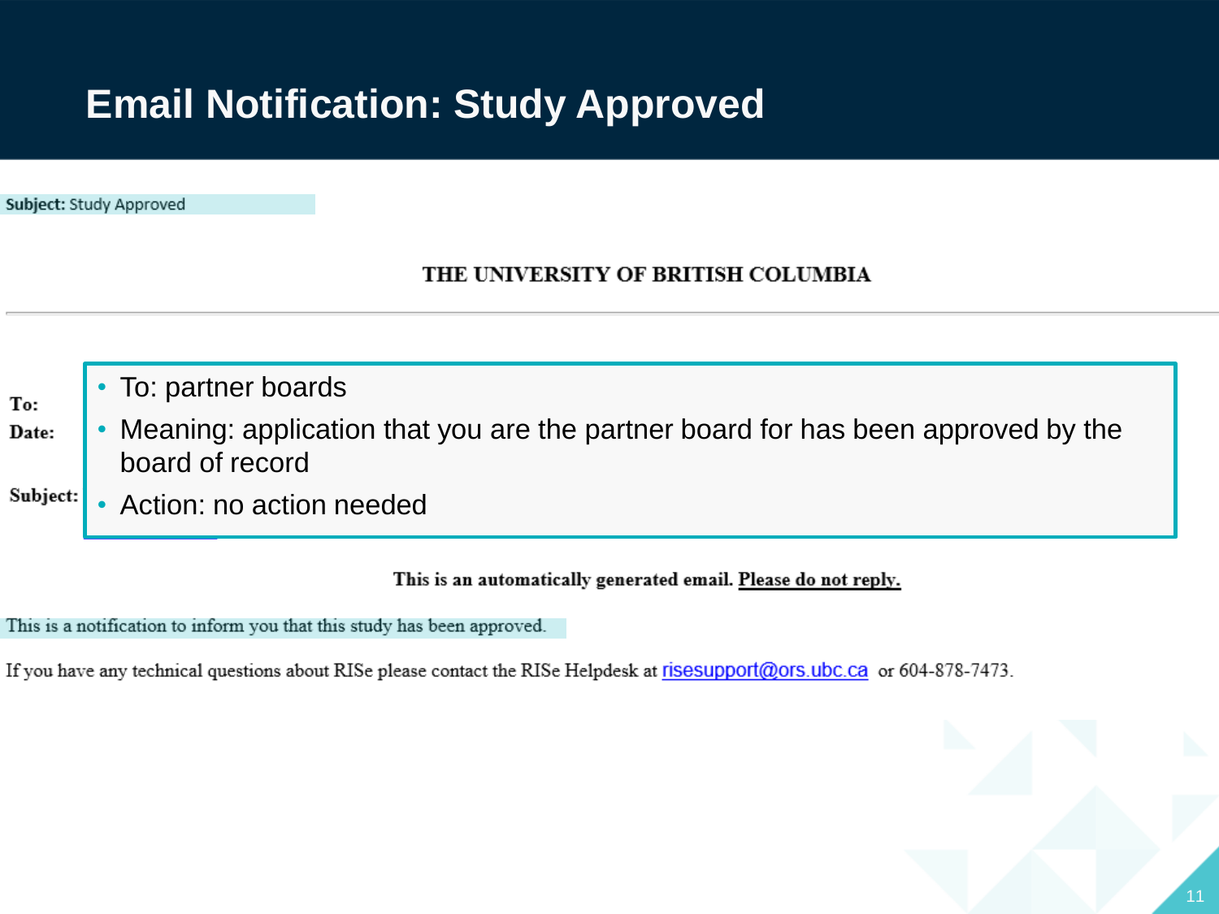# Email Notification: Study Approved

**Subject:** Study Approved

**THE UNIVERSITY OF BRITISH COLUMBIA**

---

**To:**
**Date:**

**Subject:**

- To: partner boards
- Meaning: application that you are the partner board for has been approved by the board of record
- Action: no action needed

**This is an automatically generated email. Please do not reply.**

This is a notification to inform you that this study has been approved.

If you have any technical questions about RISe please contact the RISe Helpdesk at risesupport@ors.ubc.ca or 604-878-7473.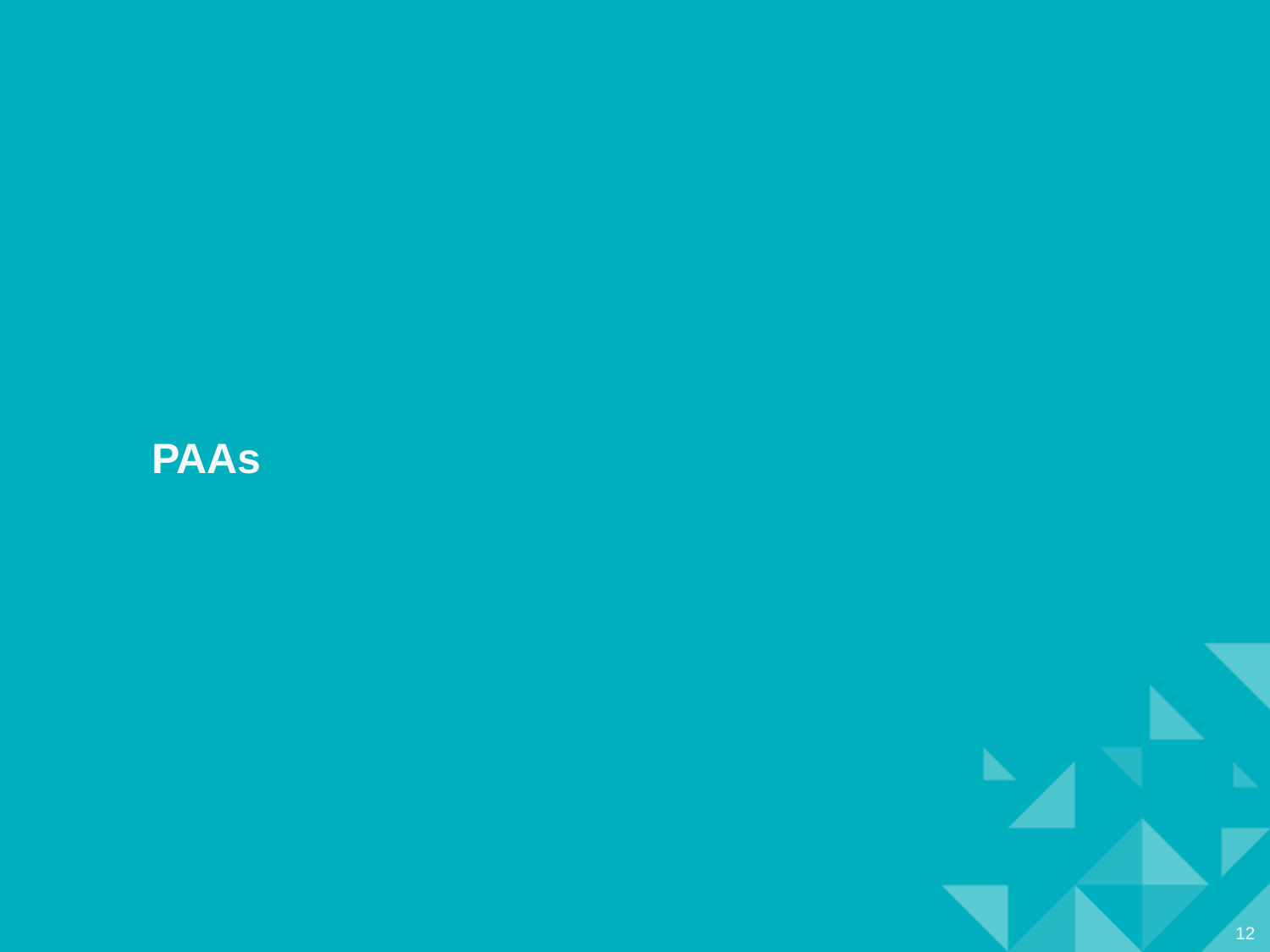# PAAs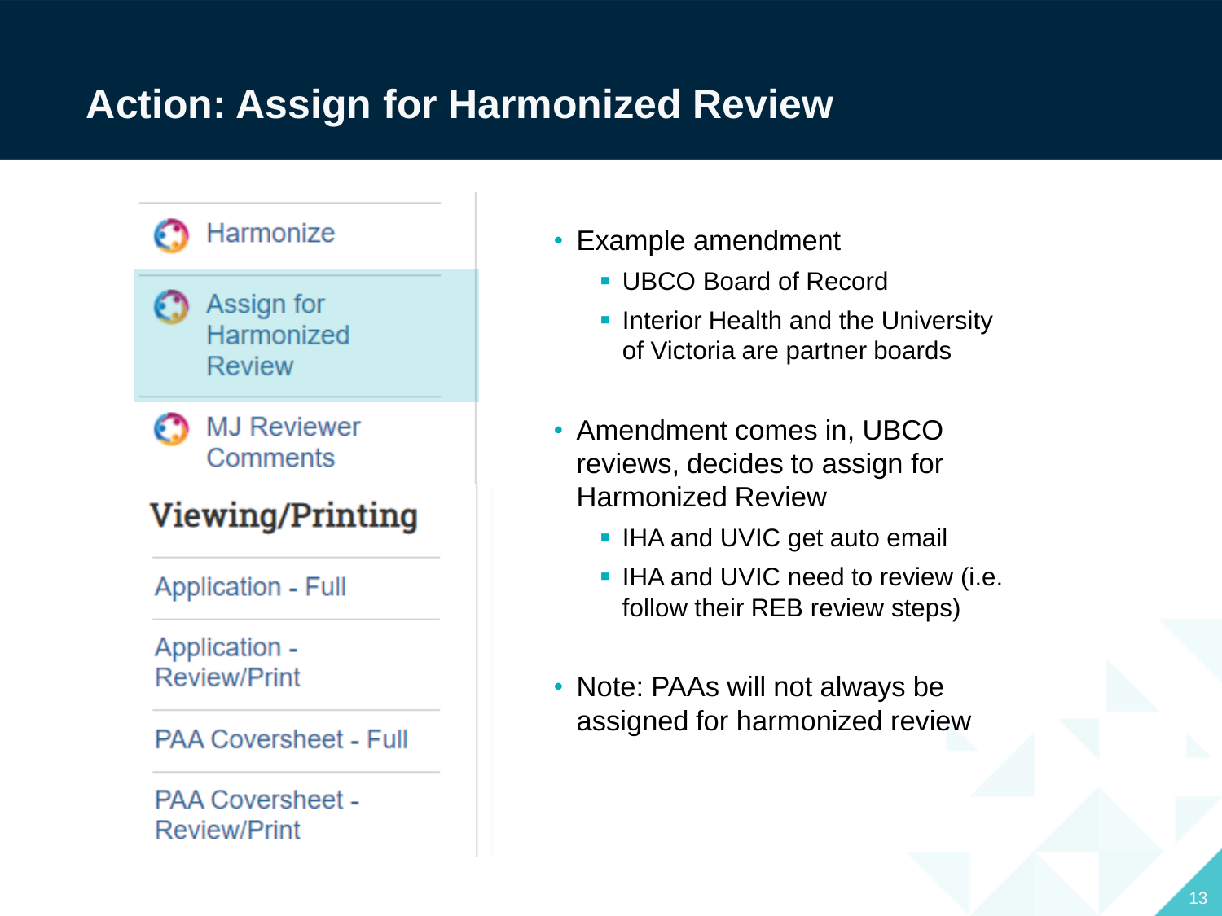# Action: Assign for Harmonized Review

- Harmonize
- Assign for Harmonized Review
- MJ Reviewer Comments

**Viewing/Printing**

- Application - Full
- Application - Review/Print
- PAA Coversheet - Full
- PAA Coversheet - Review/Print

- Example amendment
  - UBCO Board of Record
  - Interior Health and the University of Victoria are partner boards
- Amendment comes in, UBCO reviews, decides to assign for Harmonized Review
  - IHA and UVIC get auto email
  - IHA and UVIC need to review (i.e. follow their REB review steps)
- Note: PAAs will not always be assigned for harmonized review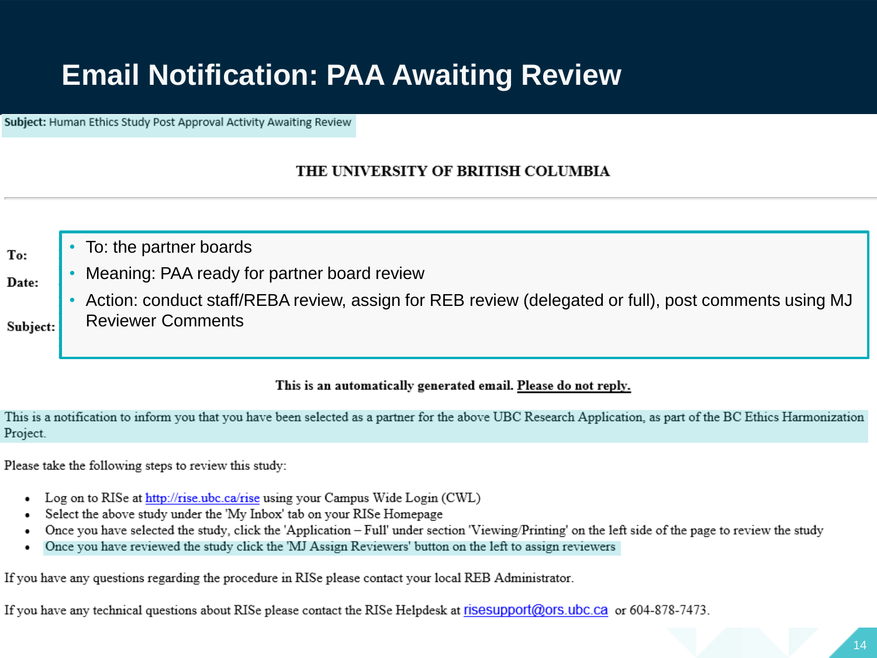# Email Notification: PAA Awaiting Review

**Subject:** Human Ethics Study Post Approval Activity Awaiting Review

**THE UNIVERSITY OF BRITISH COLUMBIA**

---

**To:**

**Date:**

**Subject:**

- To: the partner boards
- Meaning: PAA ready for partner board review
- Action: conduct staff/REBA review, assign for REB review (delegated or full), post comments using MJ Reviewer Comments

**This is an automatically generated email. Please do not reply.**

This is a notification to inform you that you have been selected as a partner for the above UBC Research Application, as part of the BC Ethics Harmonization Project.

Please take the following steps to review this study:

- Log on to RISe at http://rise.ubc.ca/rise using your Campus Wide Login (CWL)
- Select the above study under the 'My Inbox' tab on your RISe Homepage
- Once you have selected the study, click the 'Application – Full' under section 'Viewing/Printing' on the left side of the page to review the study
- Once you have reviewed the study click the 'MJ Assign Reviewers' button on the left to assign reviewers

If you have any questions regarding the procedure in RISe please contact your local REB Administrator.

If you have any technical questions about RISe please contact the RISe Helpdesk at risesupport@ors.ubc.ca or 604-878-7473.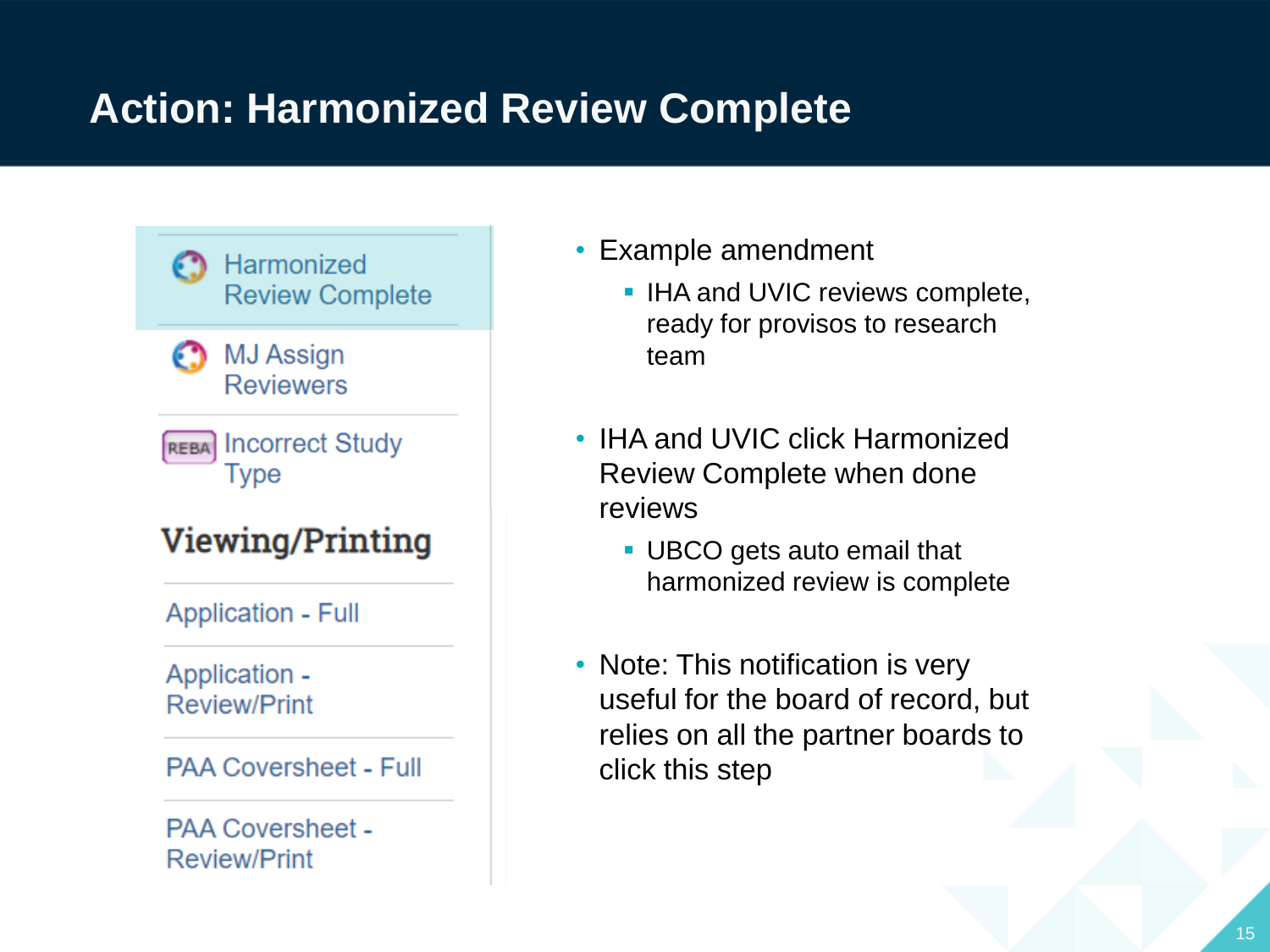# Action: Harmonized Review Complete

- Harmonized Review Complete
- MJ Assign Reviewers
- REBA Incorrect Study Type

**Viewing/Printing**

- Application - Full
- Application - Review/Print
- PAA Coversheet - Full
- PAA Coversheet - Review/Print

---

- Example amendment
  - IHA and UVIC reviews complete, ready for provisos to research team
- IHA and UVIC click Harmonized Review Complete when done reviews
  - UBCO gets auto email that harmonized review is complete
- Note: This notification is very useful for the board of record, but relies on all the partner boards to click this step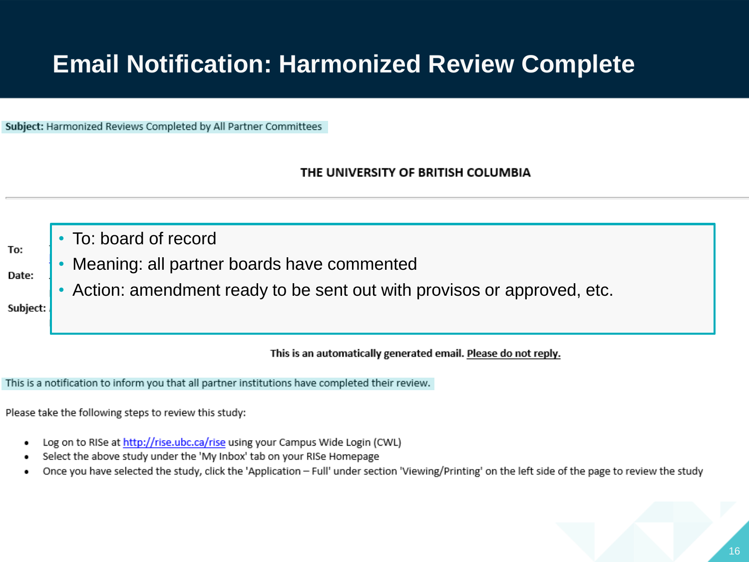# Email Notification: Harmonized Review Complete

**Subject:** Harmonized Reviews Completed by All Partner Committees

**THE UNIVERSITY OF BRITISH COLUMBIA**

---

**To:**

**Date:**

**Subject:**

- To: board of record
- Meaning: all partner boards have commented
- Action: amendment ready to be sent out with provisos or approved, etc.

**This is an automatically generated email. <u>Please do not reply.</u>**

This is a notification to inform you that all partner institutions have completed their review.

Please take the following steps to review this study:

- Log on to RISe at http://rise.ubc.ca/rise using your Campus Wide Login (CWL)
- Select the above study under the 'My Inbox' tab on your RISe Homepage
- Once you have selected the study, click the 'Application – Full' under section 'Viewing/Printing' on the left side of the page to review the study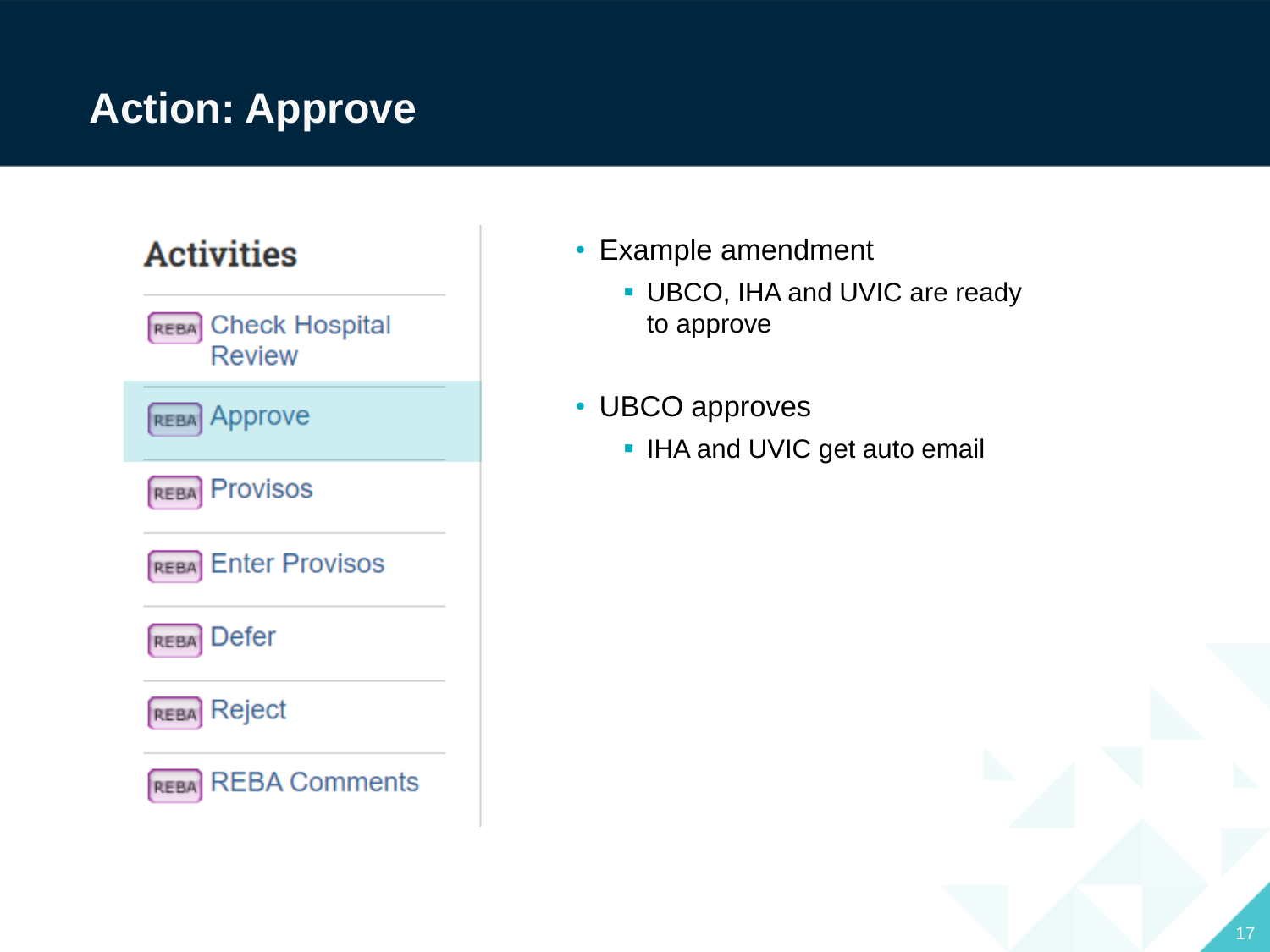# Action: Approve

## Activities

- REBA Check Hospital Review
- REBA Approve
- REBA Provisos
- REBA Enter Provisos
- REBA Defer
- REBA Reject
- REBA REBA Comments

- Example amendment
  - UBCO, IHA and UVIC are ready to approve
- UBCO approves
  - IHA and UVIC get auto email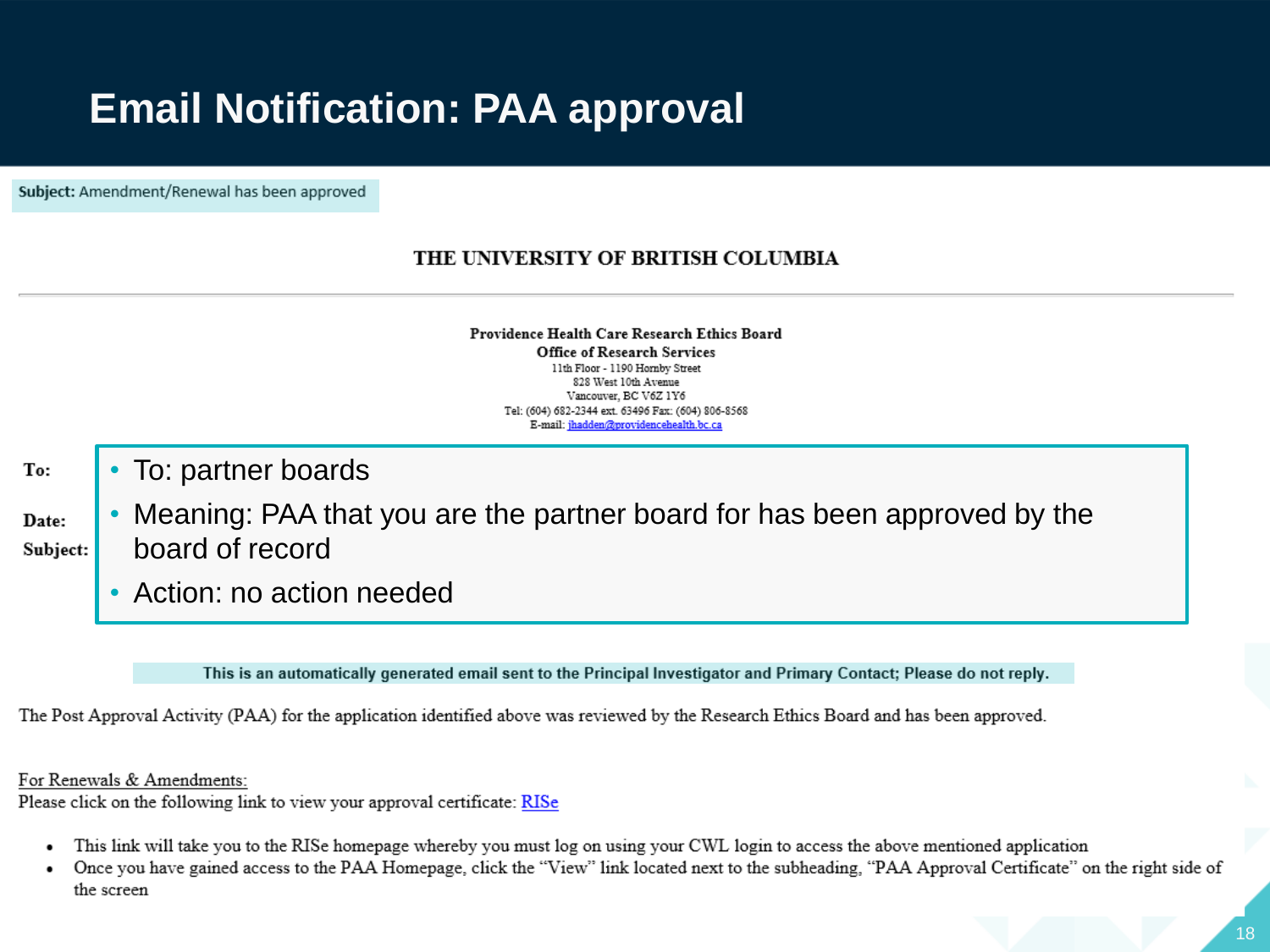# Email Notification: PAA approval

**Subject:** Amendment/Renewal has been approved

**THE UNIVERSITY OF BRITISH COLUMBIA**

---

**Providence Health Care Research Ethics Board**
**Office of Research Services**
11th Floor - 1190 Hornby Street
828 West 10th Avenue
Vancouver, BC V6Z 1Y6
Tel: (604) 682-2344 ext. 63496 Fax: (604) 806-8568
E-mail: jhadden@providencehealth.bc.ca

**To:**

**Date:**

**Subject:**

- To: partner boards
- Meaning: PAA that you are the partner board for has been approved by the board of record
- Action: no action needed

**This is an automatically generated email sent to the Principal Investigator and Primary Contact; Please do not reply.**

The Post Approval Activity (PAA) for the application identified above was reviewed by the Research Ethics Board and has been approved.

For Renewals & Amendments:
Please click on the following link to view your approval certificate: RISe

- This link will take you to the RISe homepage whereby you must log on using your CWL login to access the above mentioned application
- Once you have gained access to the PAA Homepage, click the "View" link located next to the subheading, "PAA Approval Certificate" on the right side of the screen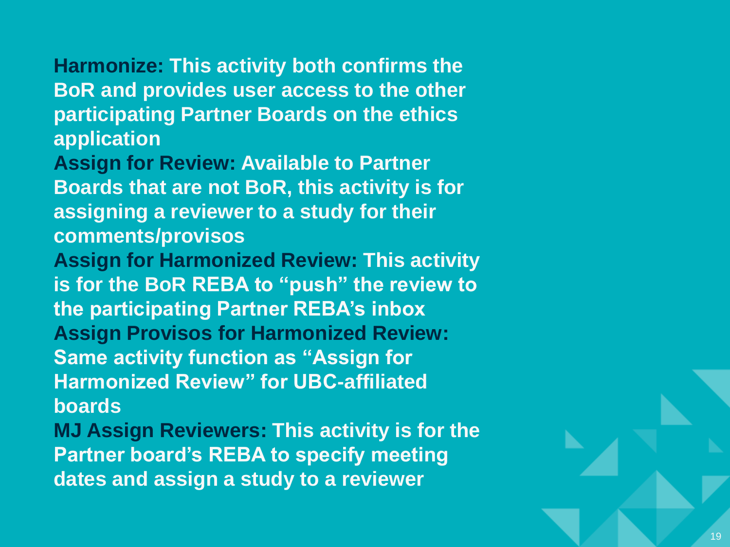**Harmonize:** This activity both confirms the BoR and provides user access to the other participating Partner Boards on the ethics application

**Assign for Review:** Available to Partner Boards that are not BoR, this activity is for assigning a reviewer to a study for their comments/provisos

**Assign for Harmonized Review:** This activity is for the BoR REBA to "push" the review to the participating Partner REBA's inbox

**Assign Provisos for Harmonized Review:** Same activity function as "Assign for Harmonized Review" for UBC-affiliated boards

**MJ Assign Reviewers:** This activity is for the Partner board's REBA to specify meeting dates and assign a study to a reviewer